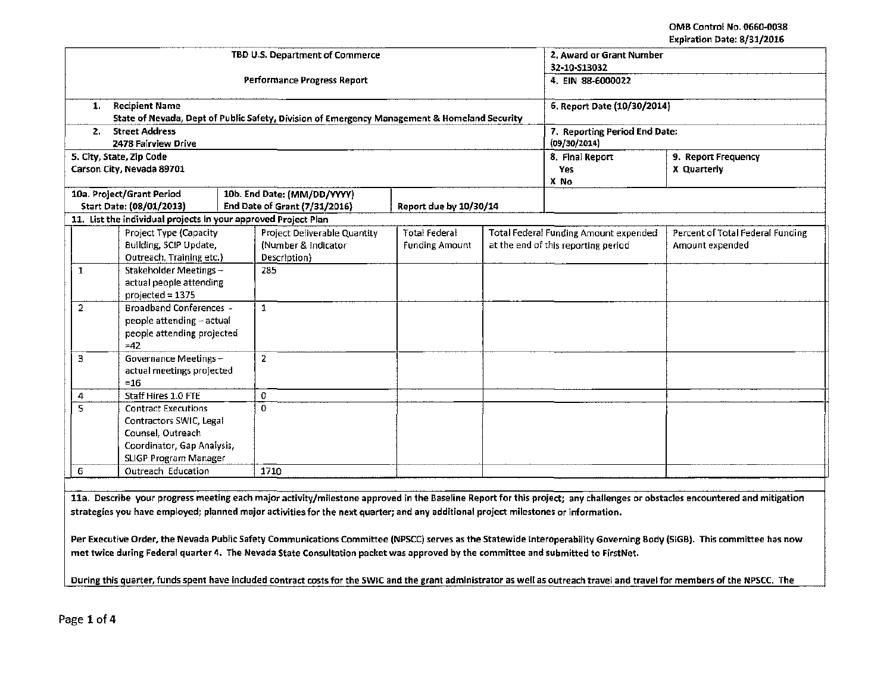OMB Control No. 0660-0038
Expiration Date: 8/31/2016

| TBD U.S. Department of Commerce<br><br>Performance Progress Report | | | 2. Award or Grant Number<br>32-10-S13032 | |
|---|---|---|---|---|
| | | | 4. EIN 88-6000022 | |
| 1. Recipient Name<br>State of Nevada, Dept of Public Safety, Division of Emergency Management & Homeland Security | | | 6. Report Date (10/30/2014) | |
| 2. Street Address<br>2478 Fairview Drive | | | 7. Reporting Period End Date:<br>(09/30/2014) | |
| 5. City, State, Zip Code<br>Carson City, Nevada 89701 | | | 8. Final Report<br>Yes<br>X No | 9. Report Frequency<br>X Quarterly |
| 10a. Project/Grant Period<br>Start Date: (08/01/2013) | 10b. End Date: (MM/DD/YYYY)<br>End Date of Grant (7/31/2016) | Report due by 10/30/14 | | |

11. List the individual projects in your approved Project Plan

| | Project Type (Capacity Building, SCIP Update, Outreach, Training etc.) | Project Deliverable Quantity (Number & Indicator Description) | Total Federal Funding Amount | Total Federal Funding Amount expended at the end of this reporting period | Percent of Total Federal Funding Amount expended |
|---|---|---|---|---|---|
| 1 | Stakeholder Meetings – actual people attending projected = 1375 | 285 | | | |
| 2 | Broadband Conferences - people attending – actual people attending projected =42 | 1 | | | |
| 3 | Governance Meetings – actual meetings projected =16 | 2 | | | |
| 4 | Staff Hires 1.0 FTE | 0 | | | |
| 5 | Contract Executions Contractors SWIC, Legal Counsel, Outreach Coordinator, Gap Analysis, SLIGP Program Manager | 0 | | | |
| 6 | Outreach Education | 1710 | | | |

**11a. Describe your progress meeting each major activity/milestone approved in the Baseline Report for this project; any challenges or obstacles encountered and mitigation strategies you have employed; planned major activities for the next quarter; and any additional project milestones or information.**

**Per Executive Order, the Nevada Public Safety Communications Committee (NPSCC) serves as the Statewide Interoperability Governing Body (SIGB). This committee has now met twice during Federal quarter 4. The Nevada State Consultation packet was approved by the committee and submitted to FirstNet.**

**During this quarter, funds spent have included contract costs for the SWIC and the grant administrator as well as outreach travel and travel for members of the NPSCC. The**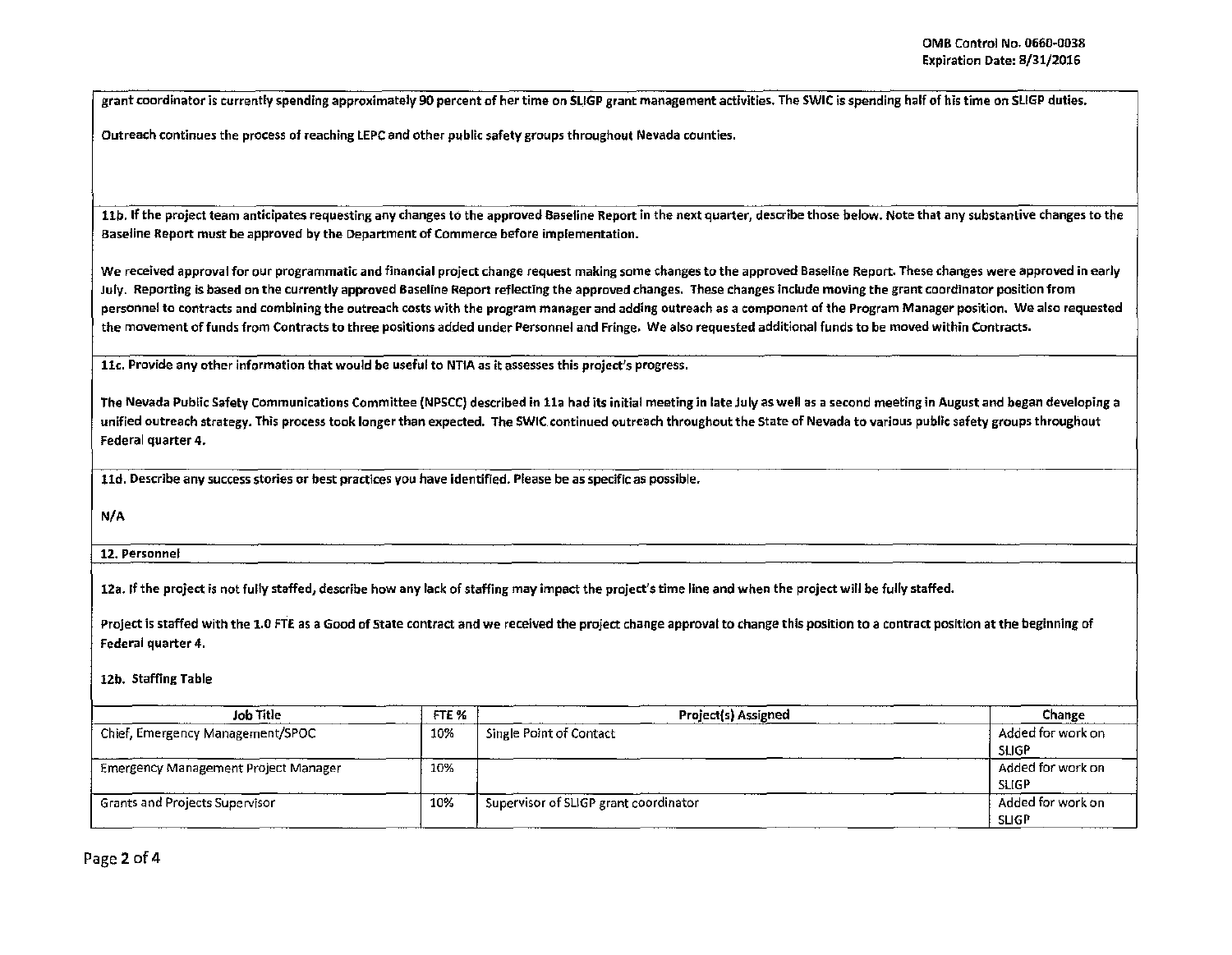grant coordinator is currently spending approximately 90 percent of her time on SLIGP grant management activities. The SWIC is spending half of his time on SLIGP duties.

Outreach continues the process of reaching LEPC and other public safety groups throughout Nevada counties.

**11b. If the project team anticipates requesting any changes to the approved Baseline Report in the next quarter, describe those below. Note that any substantive changes to the Baseline Report must be approved by the Department of Commerce before implementation.**

We received approval for our programmatic and financial project change request making some changes to the approved Baseline Report. These changes were approved in early July. Reporting is based on the currently approved Baseline Report reflecting the approved changes. These changes include moving the grant coordinator position from personnel to contracts and combining the outreach costs with the program manager and adding outreach as a component of the Program Manager position. We also requested the movement of funds from Contracts to three positions added under Personnel and Fringe. We also requested additional funds to be moved within Contracts.

**11c. Provide any other information that would be useful to NTIA as it assesses this project's progress.**

The Nevada Public Safety Communications Committee (NPSCC) described in 11a had its initial meeting in late July as well as a second meeting in August and began developing a unified outreach strategy. This process took longer than expected. The SWIC continued outreach throughout the State of Nevada to various public safety groups throughout Federal quarter 4.

**11d. Describe any success stories or best practices you have identified. Please be as specific as possible.**

N/A

**12. Personnel**

**12a. If the project is not fully staffed, describe how any lack of staffing may impact the project's time line and when the project will be fully staffed.**

Project is staffed with the 1.0 FTE as a Good of State contract and we received the project change approval to change this position to a contract position at the beginning of Federal quarter 4.

**12b. Staffing Table**

| Job Title | FTE % | Project(s) Assigned | Change |
|---|---|---|---|
| Chief, Emergency Management/SPOC | 10% | Single Point of Contact | Added for work on SLIGP |
| Emergency Management Project Manager | 10% | | Added for work on SLIGP |
| Grants and Projects Supervisor | 10% | Supervisor of SLIGP grant coordinator | Added for work on SLIGP |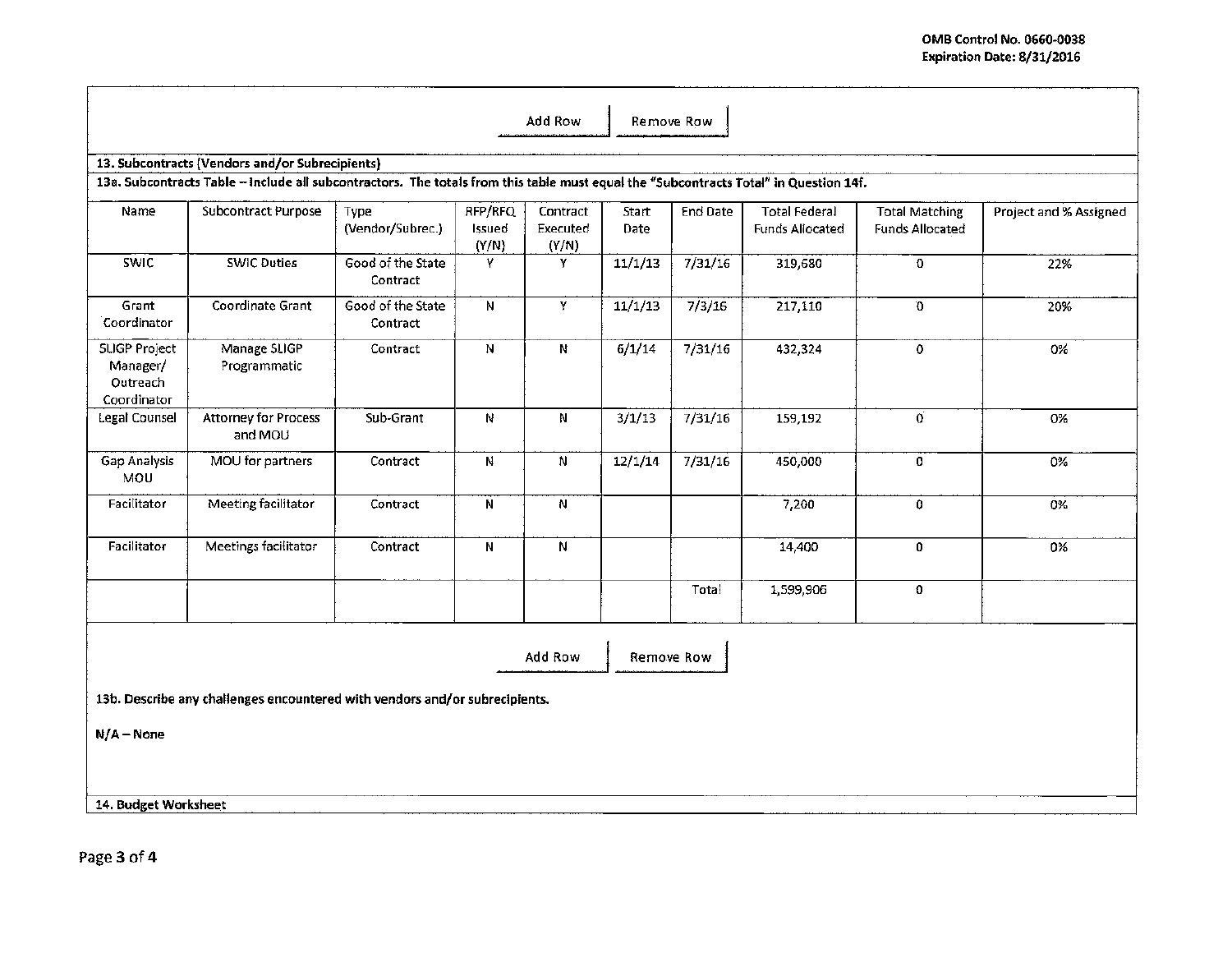OMB Control No. 0660-0038
Expiration Date: 8/31/2016

Add Row | Remove Row

**13. Subcontracts (Vendors and/or Subrecipients)**

**13a. Subcontracts Table – Include all subcontractors. The totals from this table must equal the "Subcontracts Total" in Question 14f.**

| Name | Subcontract Purpose | Type (Vendor/Subrec.) | RFP/RFQ Issued (Y/N) | Contract Executed (Y/N) | Start Date | End Date | Total Federal Funds Allocated | Total Matching Funds Allocated | Project and % Assigned |
|---|---|---|---|---|---|---|---|---|---|
| SWIC | SWIC Duties | Good of the State Contract | Y | Y | 11/1/13 | 7/31/16 | 319,680 | 0 | 22% |
| Grant Coordinator | Coordinate Grant | Good of the State Contract | N | Y | 11/1/13 | 7/3/16 | 217,110 | 0 | 20% |
| SLIGP Project Manager/ Outreach Coordinator | Manage SLIGP Programmatic | Contract | N | N | 6/1/14 | 7/31/16 | 432,324 | 0 | 0% |
| Legal Counsel | Attorney for Process and MOU | Sub-Grant | N | N | 3/1/13 | 7/31/16 | 159,192 | 0 | 0% |
| Gap Analysis MOU | MOU for partners | Contract | N | N | 12/1/14 | 7/31/16 | 450,000 | 0 | 0% |
| Facilitator | Meeting facilitator | Contract | N | N | | | 7,200 | 0 | 0% |
| Facilitator | Meetings facilitator | Contract | N | N | | | 14,400 | 0 | 0% |
| | | | | | | Total | 1,599,906 | 0 | |

Add Row | Remove Row

**13b. Describe any challenges encountered with vendors and/or subrecipients.**

**N/A – None**

**14. Budget Worksheet**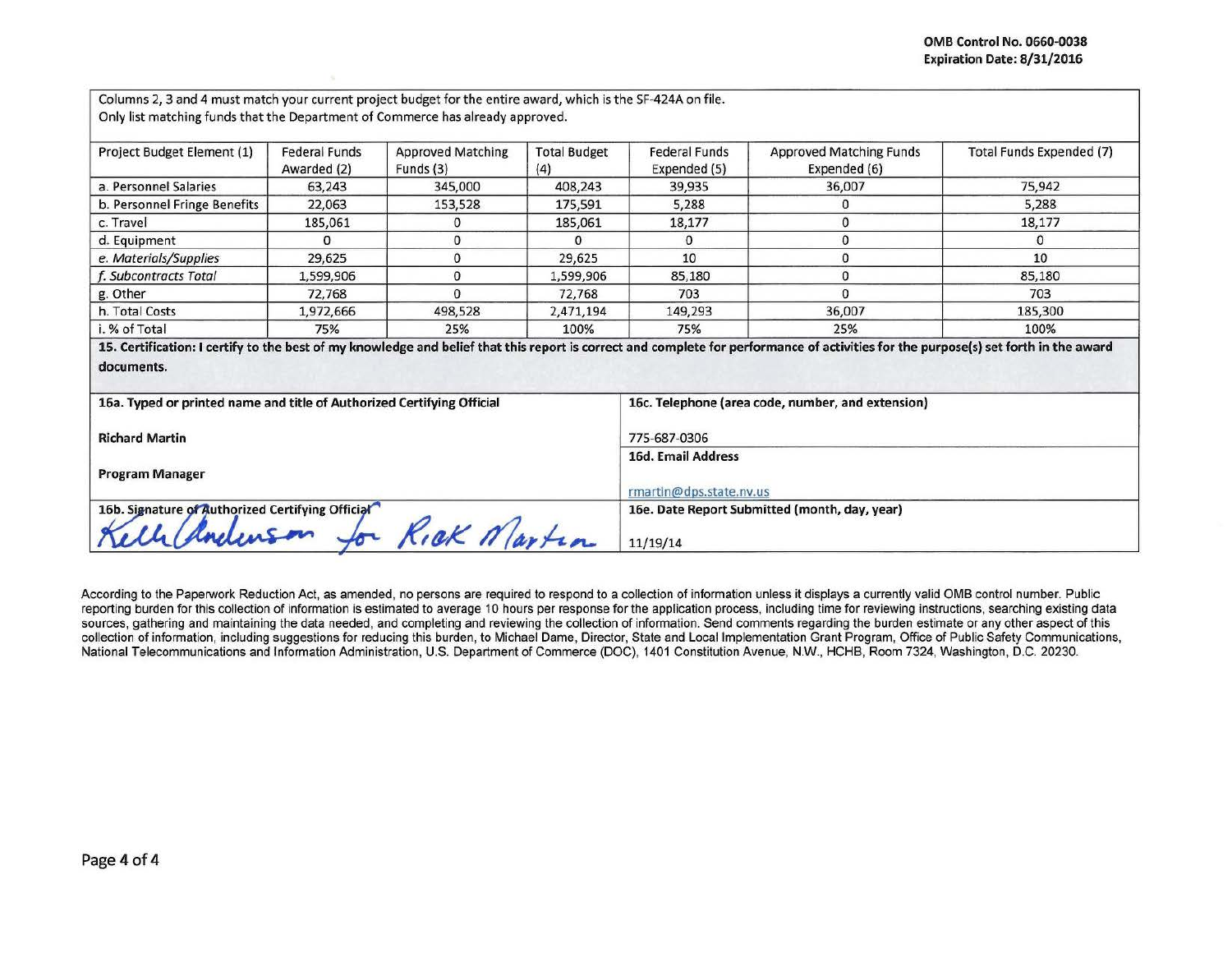**OMB Control No. 0660-0038**
**Expiration Date: 8/31/2016**

Columns 2, 3 and 4 must match your current project budget for the entire award, which is the SF-424A on file.
Only list matching funds that the Department of Commerce has already approved.

| Project Budget Element (1) | Federal Funds Awarded (2) | Approved Matching Funds (3) | Total Budget (4) | Federal Funds Expended (5) | Approved Matching Funds Expended (6) | Total Funds Expended (7) |
|---|---|---|---|---|---|---|
| a. Personnel Salaries | 63,243 | 345,000 | 408,243 | 39,935 | 36,007 | 75,942 |
| b. Personnel Fringe Benefits | 22,063 | 153,528 | 175,591 | 5,288 | 0 | 5,288 |
| c. Travel | 185,061 | 0 | 185,061 | 18,177 | 0 | 18,177 |
| d. Equipment | 0 | 0 | 0 | 0 | 0 | 0 |
| *e. Materials/Supplies* | 29,625 | 0 | 29,625 | 10 | 0 | 10 |
| *f. Subcontracts Total* | 1,599,906 | 0 | 1,599,906 | 85,180 | 0 | 85,180 |
| g. Other | 72,768 | 0 | 72,768 | 703 | 0 | 703 |
| h. Total Costs | 1,972,666 | 498,528 | 2,471,194 | 149,293 | 36,007 | 185,300 |
| i. % of Total | 75% | 25% | 100% | 75% | 25% | 100% |

**15. Certification: I certify to the best of my knowledge and belief that this report is correct and complete for performance of activities for the purpose(s) set forth in the award documents.**

| | |
|---|---|
| **16a. Typed or printed name and title of Authorized Certifying Official**<br><br>**Richard Martin**<br><br>**Program Manager** | **16c. Telephone (area code, number, and extension)**<br><br>775-687-0306<br><br>**16d. Email Address**<br><br>rmartin@dps.state.nv.us |
| **16b. Signature of Authorized Certifying Official**<br><br>Kelli Anderson for Rick Martin | **16e. Date Report Submitted (month, day, year)**<br><br>11/19/14 |

According to the Paperwork Reduction Act, as amended, no persons are required to respond to a collection of information unless it displays a currently valid OMB control number. Public reporting burden for this collection of information is estimated to average 10 hours per response for the application process, including time for reviewing instructions, searching existing data sources, gathering and maintaining the data needed, and completing and reviewing the collection of information. Send comments regarding the burden estimate or any other aspect of this collection of information, including suggestions for reducing this burden, to Michael Dame, Director, State and Local Implementation Grant Program, Office of Public Safety Communications, National Telecommunications and Information Administration, U.S. Department of Commerce (DOC), 1401 Constitution Avenue, N.W., HCHB, Room 7324, Washington, D.C. 20230.